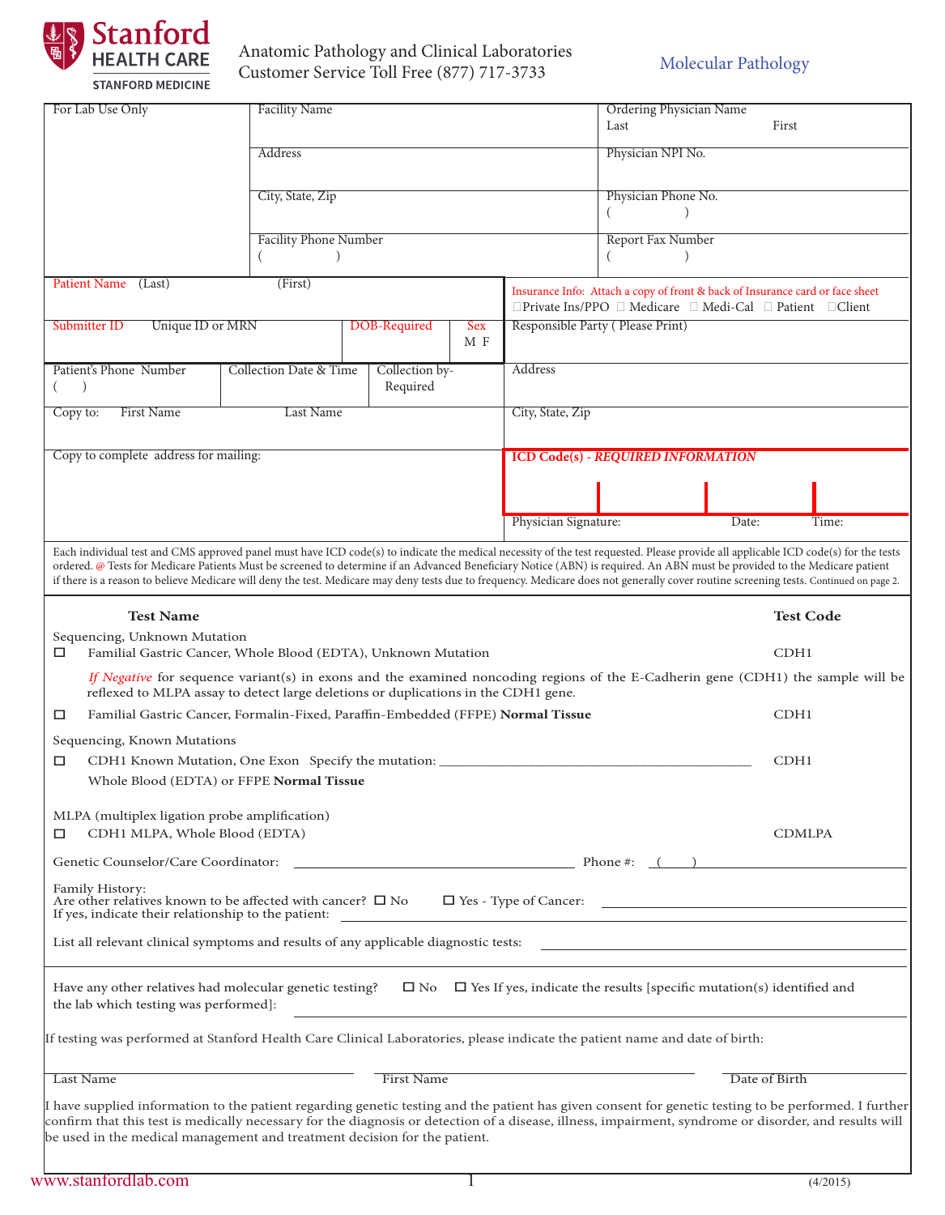# Stanford HEALTH CARE
STANFORD MEDICINE

Anatomic Pathology and Clinical Laboratories
Customer Service Toll Free (877) 717-3733

## Molecular Pathology

| For Lab Use Only | Facility Name | Ordering Physician Name<br>Last First |
|---|---|---|
| | Address | Physician NPI No. |
| | City, State, Zip | Physician Phone No.<br>( ) |
| | Facility Phone Number<br>( ) | Report Fax Number<br>( ) |

| Patient Name (Last) (First) | Insurance Info: Attach a copy of front & back of Insurance card or face sheet<br>☐Private Ins/PPO ☐ Medicare ☐ Medi-Cal ☐ Patient ☐Client |
|---|---|
| Submitter ID Unique ID or MRN / DOB-Required / Sex M F | Responsible Party ( Please Print) |
| Patient's Phone Number ( ) / Collection Date & Time / Collection by-Required | Address |
| Copy to: First Name Last Name | City, State, Zip |
| Copy to complete address for mailing: | ICD Code(s) - *REQUIRED INFORMATION* |
| | Physician Signature: Date: Time: |

Each individual test and CMS approved panel must have ICD code(s) to indicate the medical necessity of the test requested. Please provide all applicable ICD code(s) for the tests ordered. @ Tests for Medicare Patients Must be screened to determine if an Advanced Beneficiary Notice (ABN) is required. An ABN must be provided to the Medicare patient if there is a reason to believe Medicare will deny the test. Medicare may deny tests due to frequency. Medicare does not generally cover routine screening tests. Continued on page 2.

| Test Name | Test Code |
|---|---|
| Sequencing, Unknown Mutation | |
| ☐ Familial Gastric Cancer, Whole Blood (EDTA), Unknown Mutation | CDH1 |
| *If Negative* for sequence variant(s) in exons and the examined noncoding regions of the E-Cadherin gene (CDH1) the sample will be reflexed to MLPA assay to detect large deletions or duplications in the CDH1 gene. | |
| ☐ Familial Gastric Cancer, Formalin-Fixed, Paraffin-Embedded (FFPE) **Normal Tissue** | CDH1 |
| Sequencing, Known Mutations | |
| ☐ CDH1 Known Mutation, One Exon Specify the mutation: ________________<br>Whole Blood (EDTA) or FFPE **Normal Tissue** | CDH1 |
| MLPA (multiplex ligation probe amplification) | |
| ☐ CDH1 MLPA, Whole Blood (EDTA) | CDMLPA |

Genetic Counselor/Care Coordinator: ______________________ Phone #: ( )

Family History:
Are other relatives known to be affected with cancer? ☐ No ☐ Yes - Type of Cancer: ______________
If yes, indicate their relationship to the patient: ______________

List all relevant clinical symptoms and results of any applicable diagnostic tests: ______________

Have any other relatives had molecular genetic testing? ☐ No ☐ Yes If yes, indicate the results [specific mutation(s) identified and the lab which testing was performed]: ______________

If testing was performed at Stanford Health Care Clinical Laboratories, please indicate the patient name and date of birth:

Last Name ______________ First Name ______________ Date of Birth ______________

I have supplied information to the patient regarding genetic testing and the patient has given consent for genetic testing to be performed. I further confirm that this test is medically necessary for the diagnosis or detection of a disease, illness, impairment, syndrome or disorder, and results will be used in the medical management and treatment decision for the patient.

www.stanfordlab.com (4/2015)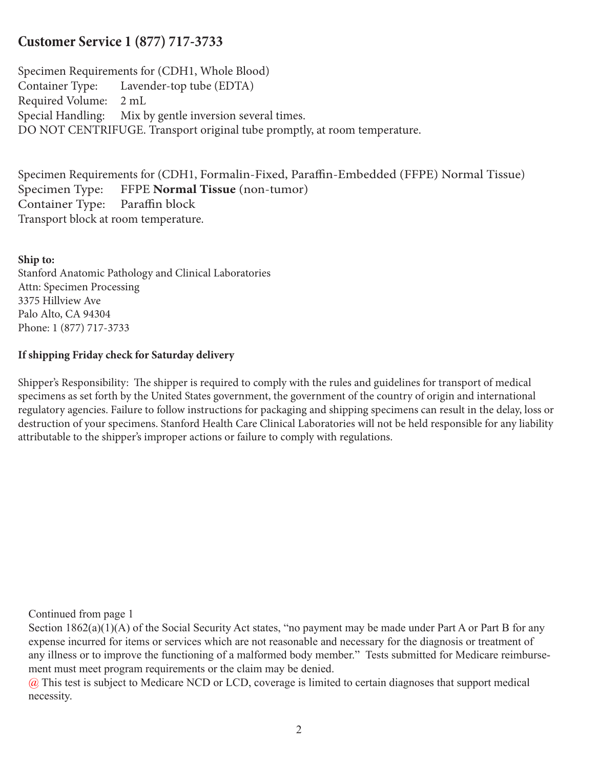## Customer Service 1 (877) 717-3733

Specimen Requirements for (CDH1, Whole Blood)
Container Type: Lavender-top tube (EDTA)
Required Volume: 2 mL
Special Handling: Mix by gentle inversion several times.
DO NOT CENTRIFUGE. Transport original tube promptly, at room temperature.

Specimen Requirements for (CDH1, Formalin-Fixed, Paraffin-Embedded (FFPE) Normal Tissue)
Specimen Type: FFPE **Normal Tissue** (non-tumor)
Container Type: Paraffin block
Transport block at room temperature.

**Ship to:**
Stanford Anatomic Pathology and Clinical Laboratories
Attn: Specimen Processing
3375 Hillview Ave
Palo Alto, CA 94304
Phone: 1 (877) 717-3733

**If shipping Friday check for Saturday delivery**

Shipper's Responsibility: The shipper is required to comply with the rules and guidelines for transport of medical specimens as set forth by the United States government, the government of the country of origin and international regulatory agencies. Failure to follow instructions for packaging and shipping specimens can result in the delay, loss or destruction of your specimens. Stanford Health Care Clinical Laboratories will not be held responsible for any liability attributable to the shipper's improper actions or failure to comply with regulations.

Continued from page 1
Section 1862(a)(1)(A) of the Social Security Act states, "no payment may be made under Part A or Part B for any expense incurred for items or services which are not reasonable and necessary for the diagnosis or treatment of any illness or to improve the functioning of a malformed body member." Tests submitted for Medicare reimbursement must meet program requirements or the claim may be denied.
@ This test is subject to Medicare NCD or LCD, coverage is limited to certain diagnoses that support medical necessity.